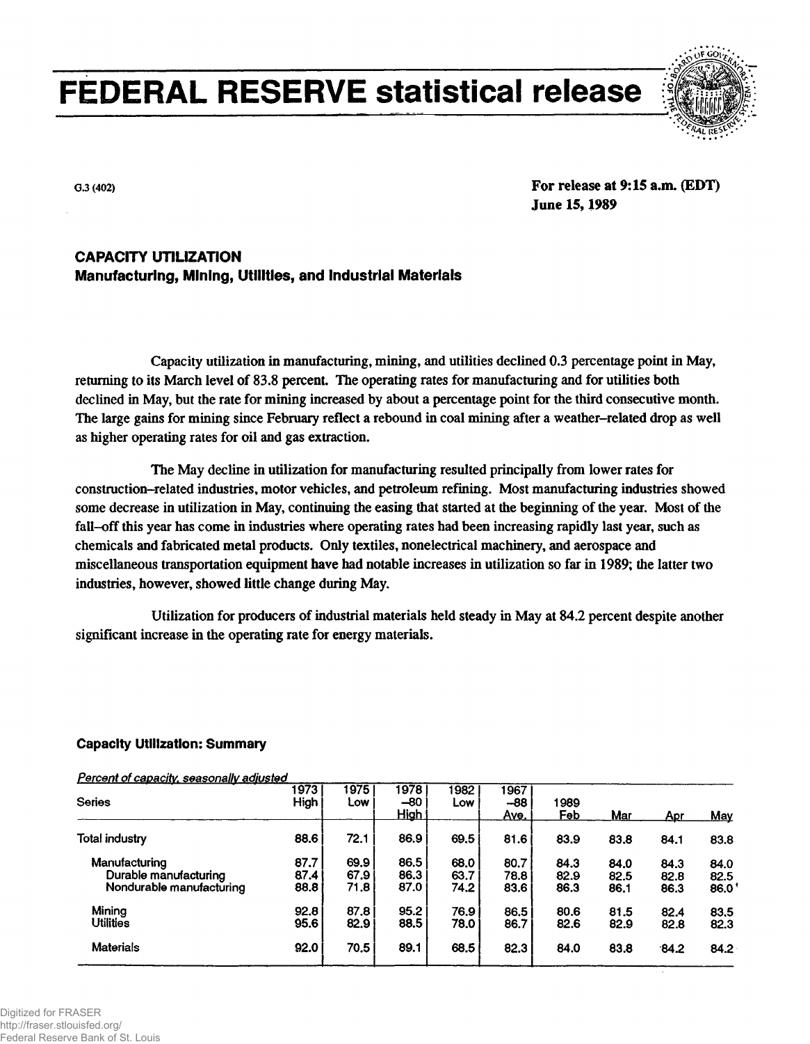# FEDERAL RESERVE statistical release

G.3 (402)

**For release at 9:15 a.m. (EDT)**
**June 15, 1989**

## CAPACITY UTILIZATION
### Manufacturing, Mining, Utilities, and Industrial Materials

Capacity utilization in manufacturing, mining, and utilities declined 0.3 percentage point in May, returning to its March level of 83.8 percent. The operating rates for manufacturing and for utilities both declined in May, but the rate for mining increased by about a percentage point for the third consecutive month. The large gains for mining since February reflect a rebound in coal mining after a weather-related drop as well as higher operating rates for oil and gas extraction.

The May decline in utilization for manufacturing resulted principally from lower rates for construction-related industries, motor vehicles, and petroleum refining. Most manufacturing industries showed some decrease in utilization in May, continuing the easing that started at the beginning of the year. Most of the fall-off this year has come in industries where operating rates had been increasing rapidly last year, such as chemicals and fabricated metal products. Only textiles, nonelectrical machinery, and aerospace and miscellaneous transportation equipment have had notable increases in utilization so far in 1989; the latter two industries, however, showed little change during May.

Utilization for producers of industrial materials held steady in May at 84.2 percent despite another significant increase in the operating rate for energy materials.

### Capacity Utilization: Summary

*Percent of capacity, seasonally adjusted*

| Series | 1973 High | 1975 Low | 1978 -80 High | 1982 Low | 1967 -88 Ave. | 1989 Feb | Mar | Apr | May |
|---|---|---|---|---|---|---|---|---|---|
| Total industry | 88.6 | 72.1 | 86.9 | 69.5 | 81.6 | 83.9 | 83.8 | 84.1 | 83.8 |
| Manufacturing | 87.7 | 69.9 | 86.5 | 68.0 | 80.7 | 84.3 | 84.0 | 84.3 | 84.0 |
| Durable manufacturing | 87.4 | 67.9 | 86.3 | 63.7 | 78.8 | 82.9 | 82.5 | 82.8 | 82.5 |
| Nondurable manufacturing | 88.8 | 71.8 | 87.0 | 74.2 | 83.6 | 86.3 | 86.1 | 86.3 | 86.0 |
| Mining | 92.8 | 87.8 | 95.2 | 76.9 | 86.5 | 80.6 | 81.5 | 82.4 | 83.5 |
| Utilities | 95.6 | 82.9 | 88.5 | 78.0 | 86.7 | 82.6 | 82.9 | 82.8 | 82.3 |
| Materials | 92.0 | 70.5 | 89.1 | 68.5 | 82.3 | 84.0 | 83.8 | 84.2 | 84.2 |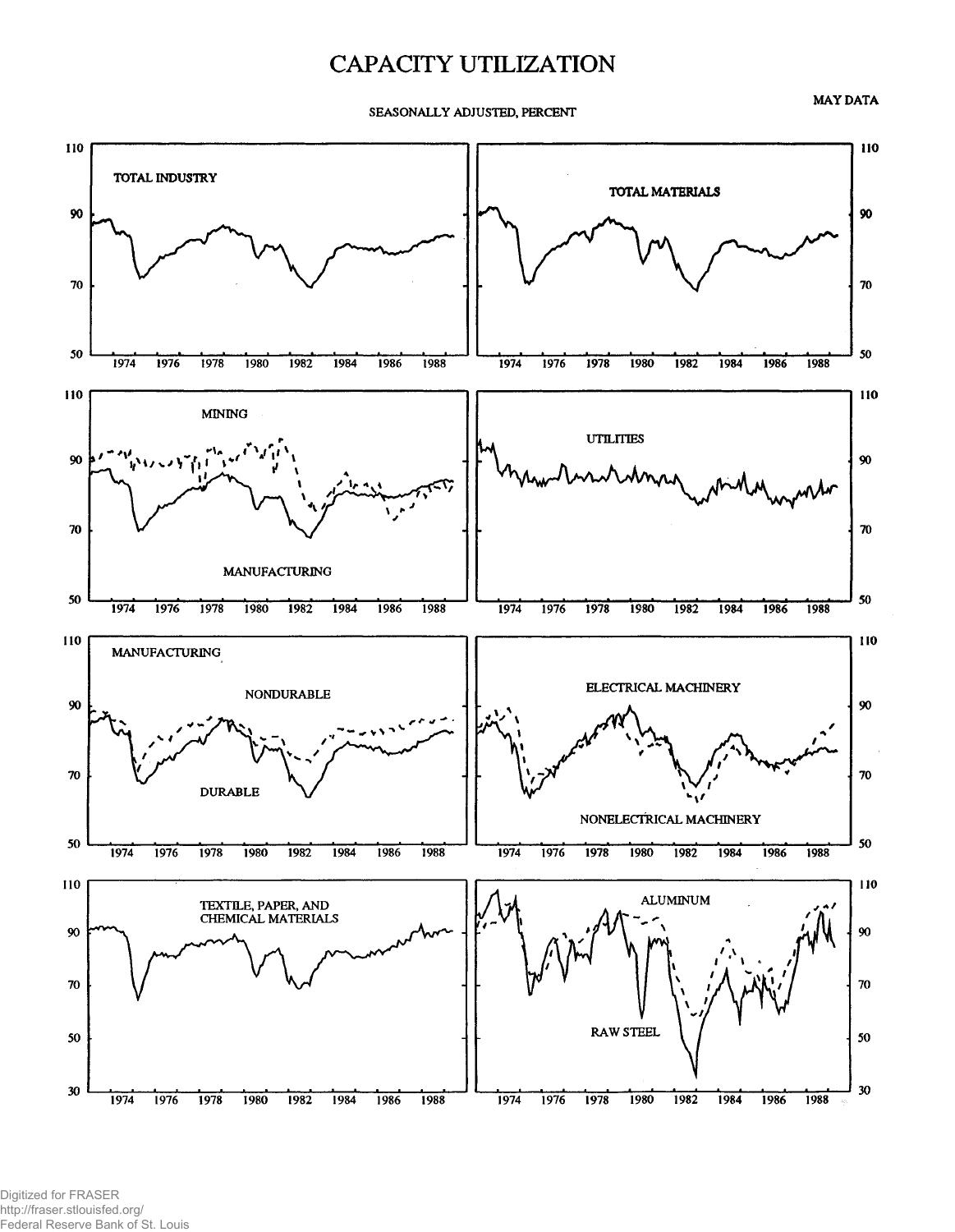# CAPACITY UTILIZATION

MAY DATA

SEASONALLY ADJUSTED, PERCENT

TOTAL INDUSTRY

TOTAL MATERIALS

MINING

MANUFACTURING

UTILITIES

MANUFACTURING

NONDURABLE

DURABLE

ELECTRICAL MACHINERY

NONELECTRICAL MACHINERY

TEXTILE, PAPER, AND CHEMICAL MATERIALS

ALUMINUM

RAW STEEL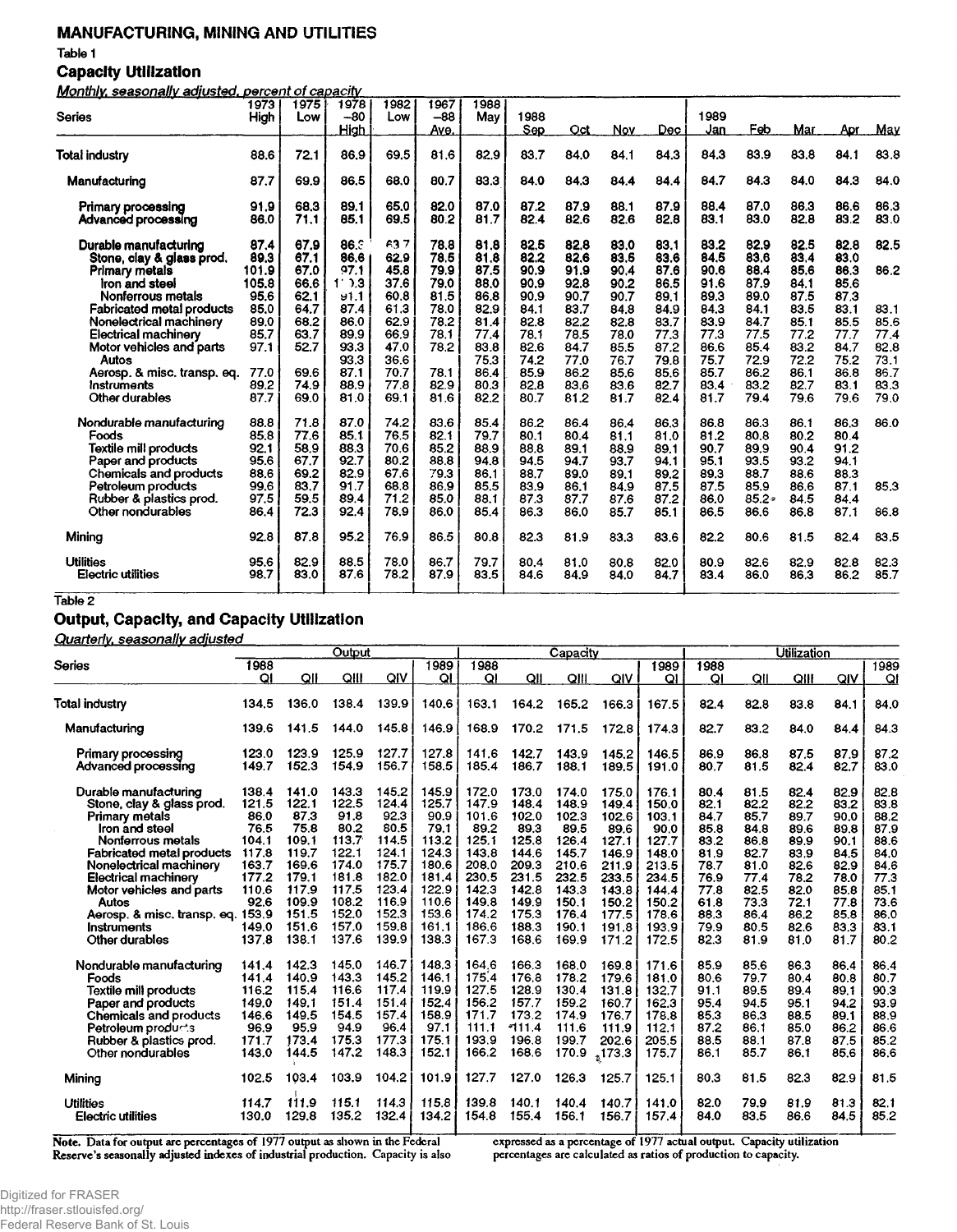## MANUFACTURING, MINING AND UTILITIES

Table 1

### Capacity Utilization

*Monthly, seasonally adjusted, percent of capacity*

| Series | 1973 High | 1975 Low | 1978 –80 High | 1982 Low | 1967 –88 Ave. | 1988 May | 1988 Sep | Oct | Nov | Dec | 1989 Jan | Feb | Mar | Apr | May |
|---|---|---|---|---|---|---|---|---|---|---|---|---|---|---|---|
| Total industry | 88.6 | 72.1 | 86.9 | 69.5 | 81.6 | 82.9 | 83.7 | 84.0 | 84.1 | 84.3 | 84.3 | 83.9 | 83.8 | 84.1 | 83.8 |
| Manufacturing | 87.7 | 69.9 | 86.5 | 68.0 | 80.7 | 83.3 | 84.0 | 84.3 | 84.4 | 84.4 | 84.7 | 84.3 | 84.0 | 84.3 | 84.0 |
| Primary processing | 91.9 | 68.3 | 89.1 | 65.0 | 82.0 | 87.0 | 87.2 | 87.9 | 88.1 | 87.9 | 88.4 | 87.0 | 86.3 | 86.6 | 86.3 |
| Advanced processing | 86.0 | 71.1 | 85.1 | 69.5 | 80.2 | 81.7 | 82.4 | 82.6 | 82.6 | 82.8 | 83.1 | 83.0 | 82.8 | 83.2 | 83.0 |
| Durable manufacturing | 87.4 | 67.9 | 86.3 | 63.7 | 78.8 | 81.8 | 82.5 | 82.8 | 83.0 | 83.1 | 83.2 | 82.9 | 82.5 | 82.8 | 82.5 |
| Stone, clay & glass prod. | 89.3 | 67.1 | 86.6 | 62.9 | 78.5 | 81.8 | 82.2 | 82.6 | 83.5 | 83.6 | 84.5 | 83.6 | 83.4 | 83.0 | |
| Primary metals | 101.9 | 67.0 | 97.1 | 45.8 | 79.9 | 87.5 | 90.9 | 91.9 | 90.4 | 87.6 | 90.6 | 88.4 | 85.6 | 86.3 | 86.2 |
| Iron and steel | 105.8 | 66.6 | 1 ).3 | 37.6 | 79.0 | 88.0 | 90.9 | 92.8 | 90.2 | 86.5 | 91.6 | 87.9 | 84.1 | 85.6 | |
| Nonferrous metals | 95.6 | 62.1 | 91.1 | 60.8 | 81.5 | 86.8 | 90.9 | 90.7 | 90.7 | 89.1 | 89.3 | 89.0 | 87.5 | 87.3 | |
| Fabricated metal products | 85.0 | 64.7 | 87.4 | 61.3 | 78.0 | 82.9 | 84.1 | 83.7 | 84.8 | 84.9 | 84.3 | 84.1 | 83.5 | 83.1 | 83.1 |
| Nonelectrical machinery | 89.0 | 68.2 | 86.0 | 62.9 | 78.2 | 81.4 | 82.8 | 82.2 | 82.8 | 83.7 | 83.9 | 84.7 | 85.1 | 85.5 | 85.6 |
| Electrical machinery | 85.7 | 63.7 | 89.9 | 66.9 | 78.1 | 77.4 | 78.1 | 78.5 | 78.0 | 77.3 | 77.3 | 77.5 | 77.2 | 77.7 | 77.4 |
| Motor vehicles and parts | 97.1 | 52.7 | 93.3 | 47.0 | 78.2 | 83.8 | 82.6 | 84.7 | 85.5 | 87.2 | 86.6 | 85.4 | 83.2 | 84.7 | 82.8 |
| Autos | | | 93.3 | 36.6 | | 75.3 | 74.2 | 77.0 | 76.7 | 79.8 | 75.7 | 72.9 | 72.2 | 75.2 | 73.1 |
| Aerosp. & misc. transp. eq. | 77.0 | 69.6 | 87.1 | 70.7 | 78.1 | 86.4 | 85.9 | 86.2 | 85.6 | 85.6 | 85.7 | 86.2 | 86.1 | 86.8 | 86.7 |
| Instruments | 89.2 | 74.9 | 88.9 | 77.8 | 82.9 | 80.3 | 82.8 | 83.6 | 83.6 | 82.7 | 83.4 | 83.2 | 82.7 | 83.1 | 83.3 |
| Other durables | 87.7 | 69.0 | 81.0 | 69.1 | 81.6 | 82.2 | 80.7 | 81.2 | 81.7 | 82.4 | 81.7 | 79.4 | 79.6 | 79.6 | 79.0 |
| Nondurable manufacturing | 88.8 | 71.8 | 87.0 | 74.2 | 83.6 | 85.4 | 86.2 | 86.4 | 86.4 | 86.3 | 86.8 | 86.3 | 86.1 | 86.3 | 86.0 |
| Foods | 85.8 | 77.6 | 85.1 | 76.5 | 82.1 | 79.7 | 80.1 | 80.4 | 81.1 | 81.0 | 81.2 | 80.8 | 80.2 | 80.4 | |
| Textile mill products | 92.1 | 58.9 | 88.3 | 70.6 | 85.2 | 88.9 | 88.8 | 89.1 | 88.9 | 89.1 | 90.7 | 89.9 | 90.4 | 91.2 | |
| Paper and products | 95.6 | 67.7 | 92.7 | 80.2 | 88.8 | 94.8 | 94.5 | 94.7 | 93.7 | 94.1 | 95.1 | 93.5 | 93.2 | 94.1 | |
| Chemicals and products | 88.6 | 69.2 | 82.9 | 67.6 | 79.3 | 86.1 | 88.7 | 89.0 | 89.1 | 89.2 | 89.3 | 88.7 | 88.6 | 88.3 | |
| Petroleum products | 99.6 | 83.7 | 91.7 | 68.8 | 86.9 | 85.5 | 83.9 | 86.1 | 84.9 | 87.5 | 87.5 | 85.9 | 86.6 | 87.1 | 85.3 |
| Rubber & plastics prod. | 97.5 | 59.5 | 89.4 | 71.2 | 85.0 | 88.1 | 87.3 | 87.7 | 87.6 | 87.2 | 86.0 | 85.2 | 84.5 | 84.4 | |
| Other nondurables | 86.4 | 72.3 | 92.4 | 78.9 | 86.0 | 85.4 | 86.3 | 86.0 | 85.7 | 85.1 | 86.5 | 86.6 | 86.8 | 87.1 | 86.8 |
| Mining | 92.8 | 87.8 | 95.2 | 76.9 | 86.5 | 80.8 | 82.3 | 81.9 | 83.3 | 83.6 | 82.2 | 80.6 | 81.5 | 82.4 | 83.5 |
| Utilities | 95.6 | 82.9 | 88.5 | 78.0 | 86.7 | 79.7 | 80.4 | 81.0 | 80.8 | 82.0 | 80.9 | 82.6 | 82.9 | 82.8 | 82.3 |
| Electric utilities | 98.7 | 83.0 | 87.6 | 78.2 | 87.9 | 83.5 | 84.6 | 84.9 | 84.0 | 84.7 | 83.4 | 86.0 | 86.3 | 86.2 | 85.7 |

Table 2

### Output, Capacity, and Capacity Utilization

*Quarterly, seasonally adjusted*

| Series | Output | | | | | Capacity | | | | | Utilization | | | | |
|---|---|---|---|---|---|---|---|---|---|---|---|---|---|---|---|
| | 1988 QI | QII | QIII | QIV | 1989 QI | 1988 QI | QII | QIII | QIV | 1989 QI | 1988 QI | QII | QIII | QIV | 1989 QI |
| Total industry | 134.5 | 136.0 | 138.4 | 139.9 | 140.6 | 163.1 | 164.2 | 165.2 | 166.3 | 167.5 | 82.4 | 82.8 | 83.8 | 84.1 | 84.0 |
| Manufacturing | 139.6 | 141.5 | 144.0 | 145.8 | 146.9 | 168.9 | 170.2 | 171.5 | 172.8 | 174.3 | 82.7 | 83.2 | 84.0 | 84.4 | 84.3 |
| Primary processing | 123.0 | 123.9 | 125.9 | 127.7 | 127.8 | 141.6 | 142.7 | 143.9 | 145.2 | 146.5 | 86.9 | 86.8 | 87.5 | 87.9 | 87.2 |
| Advanced processing | 149.7 | 152.3 | 154.9 | 156.7 | 158.5 | 185.4 | 186.7 | 188.1 | 189.5 | 191.0 | 80.7 | 81.5 | 82.4 | 82.7 | 83.0 |
| Durable manufacturing | 138.4 | 141.0 | 143.3 | 145.2 | 145.9 | 172.0 | 173.0 | 174.0 | 175.0 | 176.1 | 80.4 | 81.5 | 82.4 | 82.9 | 82.8 |
| Stone, clay & glass prod. | 121.5 | 122.1 | 122.5 | 124.4 | 125.7 | 147.9 | 148.4 | 148.9 | 149.4 | 150.0 | 82.1 | 82.2 | 82.2 | 83.2 | 83.8 |
| Primary metals | 86.0 | 87.3 | 91.8 | 92.3 | 90.9 | 101.6 | 102.0 | 102.3 | 102.6 | 103.1 | 84.7 | 85.7 | 89.7 | 90.0 | 88.2 |
| Iron and steel | 76.5 | 75.8 | 80.2 | 80.5 | 79.1 | 89.2 | 89.3 | 89.5 | 89.6 | 90.0 | 85.8 | 84.8 | 89.6 | 89.8 | 87.9 |
| Nonferrous metals | 104.1 | 109.1 | 113.7 | 114.5 | 113.2 | 125.1 | 125.8 | 126.4 | 127.1 | 127.7 | 83.2 | 86.8 | 89.9 | 90.1 | 88.6 |
| Fabricated metal products | 117.8 | 119.7 | 122.1 | 124.1 | 124.3 | 143.8 | 144.6 | 145.7 | 146.9 | 148.0 | 81.9 | 82.7 | 83.9 | 84.5 | 84.0 |
| Nonelectrical machinery | 163.7 | 169.6 | 174.0 | 175.7 | 180.6 | 208.0 | 209.3 | 210.6 | 211.9 | 213.5 | 78.7 | 81.0 | 82.6 | 82.9 | 84.6 |
| Electrical machinery | 177.2 | 179.1 | 181.8 | 182.0 | 181.4 | 230.5 | 231.5 | 232.5 | 233.5 | 234.5 | 76.9 | 77.4 | 78.2 | 78.0 | 77.3 |
| Motor vehicles and parts | 110.6 | 117.9 | 117.5 | 123.4 | 122.9 | 142.3 | 142.8 | 143.3 | 143.8 | 144.4 | 77.8 | 82.5 | 82.0 | 85.8 | 85.1 |
| Autos | 92.6 | 109.9 | 108.2 | 116.9 | 110.6 | 149.8 | 149.9 | 150.1 | 150.2 | 150.2 | 61.8 | 73.3 | 72.1 | 77.8 | 73.6 |
| Aerosp. & misc. transp. eq. | 153.9 | 151.5 | 152.0 | 152.3 | 153.6 | 174.2 | 175.3 | 176.4 | 177.5 | 178.6 | 88.3 | 86.4 | 86.2 | 85.8 | 86.0 |
| Instruments | 149.0 | 151.6 | 157.0 | 159.8 | 161.1 | 186.6 | 188.3 | 190.1 | 191.8 | 193.9 | 79.9 | 80.5 | 82.6 | 83.3 | 83.1 |
| Other durables | 137.8 | 138.1 | 137.6 | 139.9 | 138.3 | 167.3 | 168.6 | 169.9 | 171.2 | 172.5 | 82.3 | 81.9 | 81.0 | 81.7 | 80.2 |
| Nondurable manufacturing | 141.4 | 142.3 | 145.0 | 146.7 | 148.3 | 164.6 | 166.3 | 168.0 | 169.8 | 171.6 | 85.9 | 85.6 | 86.3 | 86.4 | 86.4 |
| Foods | 141.4 | 140.9 | 143.3 | 145.2 | 146.1 | 175.4 | 176.8 | 178.2 | 179.6 | 181.0 | 80.6 | 79.7 | 80.4 | 80.8 | 80.7 |
| Textile mill products | 116.2 | 115.4 | 116.6 | 117.4 | 119.9 | 127.5 | 128.9 | 130.4 | 131.8 | 132.7 | 91.1 | 89.5 | 89.4 | 89.1 | 90.3 |
| Paper and products | 149.0 | 149.1 | 151.4 | 151.4 | 152.4 | 156.2 | 157.7 | 159.2 | 160.7 | 162.3 | 95.4 | 94.5 | 95.1 | 94.2 | 93.9 |
| Chemicals and products | 146.6 | 149.5 | 154.5 | 157.4 | 158.9 | 171.7 | 173.2 | 174.9 | 176.7 | 178.8 | 85.3 | 86.3 | 88.5 | 89.1 | 88.9 |
| Petroleum products | 96.9 | 95.9 | 94.9 | 96.4 | 97.1 | 111.1 | 111.4 | 111.6 | 111.9 | 112.1 | 87.2 | 86.1 | 85.0 | 86.2 | 86.6 |
| Rubber & plastics prod. | 171.7 | 173.4 | 175.3 | 177.3 | 175.1 | 193.9 | 196.8 | 199.7 | 202.6 | 205.5 | 88.5 | 88.1 | 87.8 | 87.5 | 85.2 |
| Other nondurables | 143.0 | 144.5 | 147.2 | 148.3 | 152.1 | 166.2 | 168.6 | 170.9 | 173.3 | 175.7 | 86.1 | 85.7 | 86.1 | 85.6 | 86.6 |
| Mining | 102.5 | 103.4 | 103.9 | 104.2 | 101.9 | 127.7 | 127.0 | 126.3 | 125.7 | 125.1 | 80.3 | 81.5 | 82.3 | 82.9 | 81.5 |
| Utilities | 114.7 | 111.9 | 115.1 | 114.3 | 115.8 | 139.8 | 140.1 | 140.4 | 140.7 | 141.0 | 82.0 | 79.9 | 81.9 | 81.3 | 82.1 |
| Electric utilities | 130.0 | 129.8 | 135.2 | 132.4 | 134.2 | 154.8 | 155.4 | 156.1 | 156.7 | 157.4 | 84.0 | 83.5 | 86.6 | 84.5 | 85.2 |

**Note.** Data for output are percentages of 1977 output as shown in the Federal Reserve's seasonally adjusted indexes of industrial production. Capacity is also expressed as a percentage of 1977 actual output. Capacity utilization percentages are calculated as ratios of production to capacity.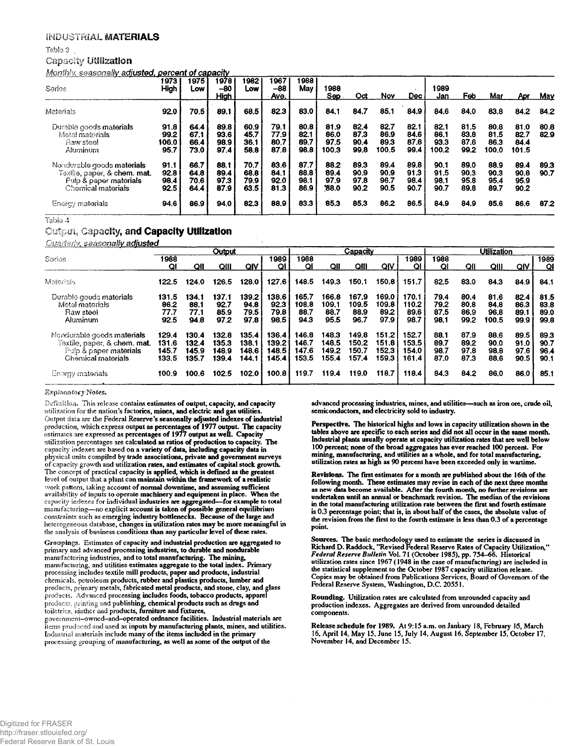## INDUSTRIAL MATERIALS

Table 3

### Capacity Utilization

*Monthly, seasonally adjusted, percent of capacity*

| Series | 1973 High | 1975 Low | 1978 –80 High | 1982 Low | 1967 –88 Ave. | 1988 May | 1988 Sep | Oct | Nov | Dec | 1989 Jan | Feb | Mar | Apr | May |
|---|---|---|---|---|---|---|---|---|---|---|---|---|---|---|---|
| Materials | 92.0 | 70.5 | 89.1 | 68.5 | 82.3 | 83.0 | 84.1 | 84.7 | 85.1 | 84.9 | 84.6 | 84.0 | 83.8 | 84.2 | 84.2 |
| Durable goods materials | 91.8 | 64.4 | 89.8 | 60.9 | 79.1 | 80.8 | 81.9 | 82.4 | 82.7 | 82.1 | 82.1 | 81.5 | 80.8 | 81.0 | 80.8 |
| Metal materials | 99.2 | 67.1 | 93.6 | 45.7 | 77.9 | 82.1 | 86.0 | 87.3 | 86.9 | 84.6 | 86.1 | 83.8 | 81.5 | 82.7 | 82.9 |
| Raw steel | 106.0 | 66.4 | 98.9 | 36.1 | 80.7 | 89.7 | 97.5 | 90.4 | 89.3 | 87.6 | 93.3 | 87.6 | 86.3 | 84.4 | |
| Aluminum | 95.7 | 73.0 | 97.4 | 58.8 | 87.8 | 98.8 | 100.3 | 99.8 | 100.5 | 99.4 | 100.2 | 99.2 | 100.0 | 101.5 | |
| Nondurable goods materials | 91.1 | 66.7 | 88.1 | 70.7 | 83.6 | 87.7 | 88.2 | 89.3 | 89.4 | 89.8 | 90.1 | 89.0 | 88.9 | 89.4 | 89.3 |
| Textile, paper, & chem. mat. | 92.8 | 64.8 | 89.4 | 68.8 | 84.1 | 88.8 | 89.4 | 90.9 | 90.9 | 91.3 | 91.5 | 90.3 | 90.3 | 90.8 | 90.7 |
| Pulp & paper materials | 98.4 | 70.6 | 97.3 | 79.9 | 92.0 | 98.1 | 97.9 | 97.8 | 96.7 | 98.4 | 98.1 | 95.8 | 95.4 | 95.9 | |
| Chemical materials | 92.5 | 64.4 | 87.9 | 63.5 | 81.3 | 86.9 | 88.0 | 90.2 | 90.5 | 90.7 | 90.7 | 89.8 | 89.7 | 90.2 | |
| Energy materials | 94.6 | 86.9 | 94.0 | 82.3 | 88.9 | 83.3 | 85.3 | 85.3 | 86.2 | 86.5 | 84.9 | 84.9 | 85.6 | 86.6 | 87.2 |

Table 4

### Output, Capacity, and Capacity Utilization

*Quarterly, seasonally adjusted*

| Series | Output | | | | | Capacity | | | | | Utilization | | | | |
|---|---|---|---|---|---|---|---|---|---|---|---|---|---|---|---|
| | 1988 QI | QII | QIII | QIV | 1989 QI | 1988 QI | QII | QIII | QIV | 1989 QI | 1988 QI | QII | QIII | QIV | 1989 QI |
| Materials | 122.5 | 124.0 | 126.5 | 128.0 | 127.6 | 148.5 | 149.3 | 150.1 | 150.8 | 151.7 | 82.5 | 83.0 | 84.3 | 84.9 | 84.1 |
| Durable goods materials | 131.5 | 134.1 | 137.1 | 139.2 | 138.6 | 165.7 | 166.8 | 167.9 | 169.0 | 170.1 | 79.4 | 80.4 | 81.6 | 82.4 | 81.5 |
| Metal materials | 86.2 | 88.1 | 92.7 | 94.8 | 92.3 | 108.8 | 109.1 | 109.5 | 109.8 | 110.2 | 79.2 | 80.8 | 84.8 | 86.3 | 83.8 |
| Raw steel | 77.7 | 77.1 | 85.9 | 79.5 | 79.8 | 88.7 | 88.7 | 88.9 | 89.2 | 89.6 | 87.5 | 86.9 | 96.8 | 89.1 | 89.0 |
| Aluminum | 92.5 | 94.8 | 97.2 | 97.8 | 98.5 | 94.3 | 95.5 | 96.7 | 97.9 | 98.7 | 98.1 | 99.2 | 100.5 | 99.9 | 99.8 |
| Nondurable goods materials | 129.4 | 130.4 | 132.8 | 135.4 | 136.4 | 146.8 | 148.3 | 149.8 | 151.2 | 152.7 | 88.1 | 87.9 | 88.6 | 89.5 | 89.3 |
| Textile, paper, & chem. mat. | 131.6 | 132.4 | 135.3 | 138.1 | 139.2 | 146.7 | 148.5 | 150.2 | 151.8 | 153.5 | 89.7 | 89.2 | 90.0 | 91.0 | 90.7 |
| Pulp & paper materials | 145.7 | 145.9 | 148.9 | 148.6 | 148.5 | 147.6 | 149.2 | 150.7 | 152.3 | 154.0 | 98.7 | 97.8 | 98.8 | 97.6 | 96.4 |
| Chemical materials | 133.5 | 135.7 | 139.4 | 144.1 | 145.4 | 153.5 | 155.4 | 157.4 | 159.3 | 161.4 | 87.0 | 87.3 | 88.6 | 90.5 | 90.1 |
| Energy materials | 100.9 | 100.6 | 102.5 | 102.0 | 100.8 | 119.7 | 119.4 | 119.0 | 118.7 | 118.4 | 84.3 | 84.2 | 86.0 | 86.0 | 85.1 |

Explanatory Notes.

**Definition.** This release contains estimates of output, capacity, and capacity utilization for the nation's factories, mines, and electric and gas utilities. Output data are the Federal Reserve's seasonally adjusted indexes of industrial production, which express output as percentages of 1977 output. The capacity estimates are expressed as percentages of 1977 output as well. Capacity utilization percentages are calculated as ratios of production to capacity. The capacity indexes are based on a variety of data, including capacity data in physical units compiled by trade associations, private and government surveys of capacity growth and utilization rates, and estimates of capital stock growth. The concept of practical capacity is applied, which is defined as the greatest level of output that a plant can maintain within the framework of a realistic work pattern, taking account of normal downtime, and assuming sufficient availability of inputs to operate machinery and equipment in place. When the capacity indexes for individual industries are aggregated—for example to total manufacturing—no explicit account is taken of possible general equilibrium constraints such as emerging industry bottlenecks. Because of the large and heterogeneous database, changes in utilization rates may be more meaningful in the analysis of business conditions than any particular level of these rates.

**Groupings.** Estimates of capacity and industrial production are aggregated to primary and advanced processing industries, to durable and nondurable manufacturing industries, and to total manufacturing. The mining, manufacturing, and utilities estimates aggregate to the total index. Primary processing includes textile mill products, paper and products, industrial chemicals, petroleum products, rubber and plastics products, lumber and products, primary metals, fabricated metal products, and stone, clay, and glass products. Advanced processing includes foods, tobacco products, apparel products, printing and publishing, chemical products such as drugs and toiletries, leather and products, furniture and fixtures, government–owned–and–operated ordnance facilities. Industrial materials are items produced and used as inputs by manufacturing plants, mines, and utilities. Industrial materials include many of the items included in the primary processing grouping of manufacturing, as well as some of the output of the advanced processing industries, mines, and utilities—such as iron ore, crude oil, semiconductors, and electricity sold to industry.

**Perspective.** The historical highs and lows in capacity utilization shown in the tables above are specific to each series and did not all occur in the same month. Industrial plants usually operate at capacity utilization rates that are well below 100 percent; none of the broad aggregates has ever reached 100 percent. For mining, manufacturing, and utilities as a whole, and for total manufacturing, utilization rates as high as 90 percent have been exceeded only in wartime.

**Revisions.** The first estimates for a month are published about the 16th of the following month. These estimates may revise in each of the next three months as new data become available. After the fourth month, no further revisions are undertaken until an annual or benchmark revision. The median of the revisions in the total manufacturing utilization rate between the first and fourth estimate is 0.3 percentage point; that is, in about half of the cases, the absolute value of the revision from the first to the fourth estimate is less than 0.3 of a percentage point.

**Sources.** The basic methodology used to estimate the series is discussed in Richard D. Raddock, "Revised Federal Reserve Rates of Capacity Utilization," *Federal Reserve Bulletin* Vol. 71 (October 1985), pp. 754–66. Historical utilization rates since 1967 (1948 in the case of manufacturing) are included in the statistical supplement to the October 1987 capacity utilization release. Copies may be obtained from Publications Services, Board of Governors of the Federal Reserve System, Washington, D.C. 20551.

**Rounding.** Utilization rates are calculated from unrounded capacity and production indexes. Aggregates are derived from unrounded detailed components.

**Release schedule for 1989.** At 9:15 a.m. on January 18, February 15, March 16, April 14, May 15, June 15, July 14, August 16, September 15, October 17, November 14, and December 15.